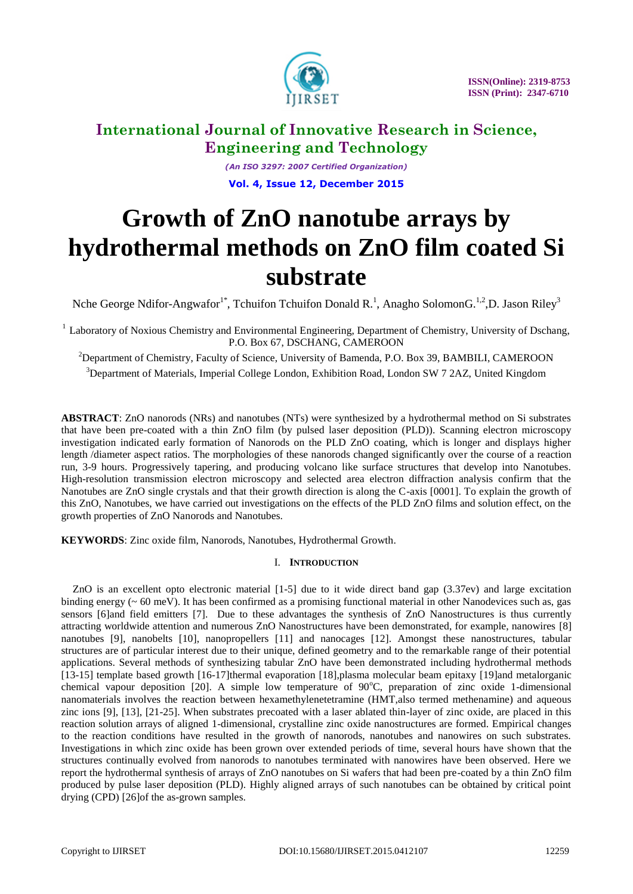# International Journal of Innovative Research in Science, Engineering and Technology

*(An ISO 3297: 2007 Certified Organization)*

**Vol. 4, Issue 12, December 2015**

# Growth of ZnO nanotube arrays by hydrothermal methods on ZnO film coated Si substrate

Nche George Ndifor-Angwafor[1*], Tchuifon Tchuifon Donald R.[1], Anagho SolomonG.[1,2],D. Jason Riley[3]

[1] Laboratory of Noxious Chemistry and Environmental Engineering, Department of Chemistry, University of Dschang, P.O. Box 67, DSCHANG, CAMEROON

[2]Department of Chemistry, Faculty of Science, University of Bamenda, P.O. Box 39, BAMBILI, CAMEROON

[3]Department of Materials, Imperial College London, Exhibition Road, London SW 7 2AZ, United Kingdom

**ABSTRACT**: ZnO nanorods (NRs) and nanotubes (NTs) were synthesized by a hydrothermal method on Si substrates that have been pre-coated with a thin ZnO film (by pulsed laser deposition (PLD)). Scanning electron microscopy investigation indicated early formation of Nanorods on the PLD ZnO coating, which is longer and displays higher length /diameter aspect ratios. The morphologies of these nanorods changed significantly over the course of a reaction run, 3-9 hours. Progressively tapering, and producing volcano like surface structures that develop into Nanotubes. High-resolution transmission electron microscopy and selected area electron diffraction analysis confirm that the Nanotubes are ZnO single crystals and that their growth direction is along the C-axis [0001]. To explain the growth of this ZnO, Nanotubes, we have carried out investigations on the effects of the PLD ZnO films and solution effect, on the growth properties of ZnO Nanorods and Nanotubes.

**KEYWORDS**: Zinc oxide film, Nanorods, Nanotubes, Hydrothermal Growth.

## I. INTRODUCTION

ZnO is an excellent opto electronic material [1-5] due to it wide direct band gap (3.37ev) and large excitation binding energy (~ 60 meV). It has been confirmed as a promising functional material in other Nanodevices such as, gas sensors [6]and field emitters [7]. Due to these advantages the synthesis of ZnO Nanostructures is thus currently attracting worldwide attention and numerous ZnO Nanostructures have been demonstrated, for example, nanowires [8] nanotubes [9], nanobelts [10], nanopropellers [11] and nanocages [12]. Amongst these nanostructures, tabular structures are of particular interest due to their unique, defined geometry and to the remarkable range of their potential applications. Several methods of synthesizing tabular ZnO have been demonstrated including hydrothermal methods [13-15] template based growth [16-17]thermal evaporation [18],plasma molecular beam epitaxy [19]and metalorganic chemical vapour deposition [20]. A simple low temperature of 90$^{o}$C, preparation of zinc oxide 1-dimensional nanomaterials involves the reaction between hexamethylenetetramine (HMT,also termed methenamine) and aqueous zinc ions [9], [13], [21-25]. When substrates precoated with a laser ablated thin-layer of zinc oxide, are placed in this reaction solution arrays of aligned 1-dimensional, crystalline zinc oxide nanostructures are formed. Empirical changes to the reaction conditions have resulted in the growth of nanorods, nanotubes and nanowires on such substrates. Investigations in which zinc oxide has been grown over extended periods of time, several hours have shown that the structures continually evolved from nanorods to nanotubes terminated with nanowires have been observed. Here we report the hydrothermal synthesis of arrays of ZnO nanotubes on Si wafers that had been pre-coated by a thin ZnO film produced by pulse laser deposition (PLD). Highly aligned arrays of such nanotubes can be obtained by critical point drying (CPD) [26]of the as-grown samples.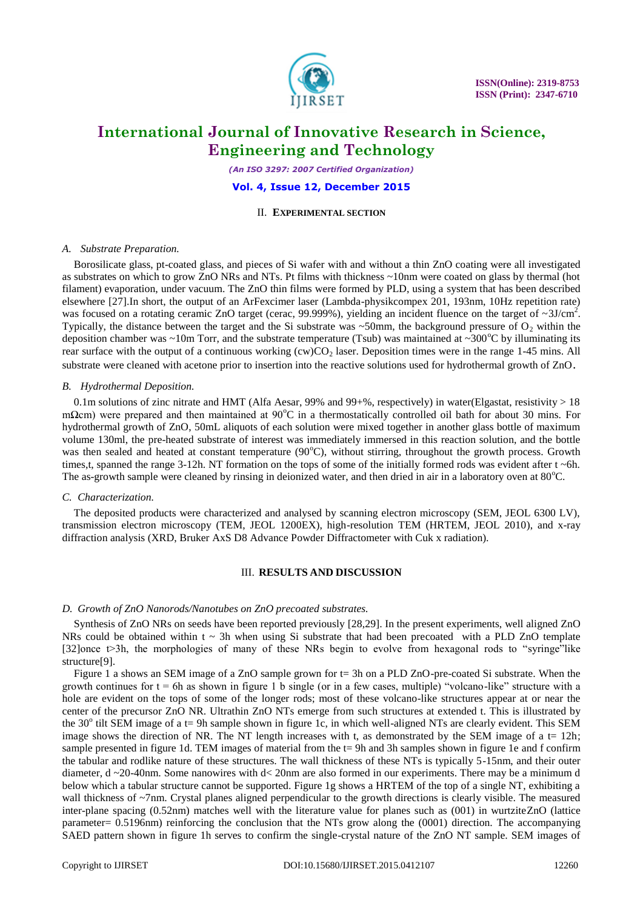## II. EXPERIMENTAL SECTION

### A. Substrate Preparation.

Borosilicate glass, pt-coated glass, and pieces of Si wafer with and without a thin ZnO coating were all investigated as substrates on which to grow ZnO NRs and NTs. Pt films with thickness ~10nm were coated on glass by thermal (hot filament) evaporation, under vacuum. The ZnO thin films were formed by PLD, using a system that has been described elsewhere [27].In short, the output of an ArFexcimer laser (Lambda-physikcompex 201, 193nm, 10Hz repetition rate) was focused on a rotating ceramic ZnO target (cerac, 99.999%), yielding an incident fluence on the target of ~3J/cm$^2$. Typically, the distance between the target and the Si substrate was ~50mm, the background pressure of $O_2$ within the deposition chamber was ~10m Torr, and the substrate temperature (Tsub) was maintained at ~300$^o$C by illuminating its rear surface with the output of a continuous working (cw)$CO_2$ laser. Deposition times were in the range 1-45 mins. All substrate were cleaned with acetone prior to insertion into the reactive solutions used for hydrothermal growth of ZnO.

### B. Hydrothermal Deposition.

0.1m solutions of zinc nitrate and HMT (Alfa Aesar, 99% and 99+%, respectively) in water(Elgastat, resistivity > 18 mΩcm) were prepared and then maintained at 90$^o$C in a thermostatically controlled oil bath for about 30 mins. For hydrothermal growth of ZnO, 50mL aliquots of each solution were mixed together in another glass bottle of maximum volume 130ml, the pre-heated substrate of interest was immediately immersed in this reaction solution, and the bottle was then sealed and heated at constant temperature (90$^o$C), without stirring, throughout the growth process. Growth times,t, spanned the range 3-12h. NT formation on the tops of some of the initially formed rods was evident after t ~6h. The as-growth sample were cleaned by rinsing in deionized water, and then dried in air in a laboratory oven at 80$^o$C.

### C. Characterization.

The deposited products were characterized and analysed by scanning electron microscopy (SEM, JEOL 6300 LV), transmission electron microscopy (TEM, JEOL 1200EX), high-resolution TEM (HRTEM, JEOL 2010), and x-ray diffraction analysis (XRD, Bruker AxS D8 Advance Powder Diffractometer with Cuk x radiation).

## III. RESULTS AND DISCUSSION

### D. Growth of ZnO Nanorods/Nanotubes on ZnO precoated substrates.

Synthesis of ZnO NRs on seeds have been reported previously [28,29]. In the present experiments, well aligned ZnO NRs could be obtained within t ~ 3h when using Si substrate that had been precoated with a PLD ZnO template [32]once t>3h, the morphologies of many of these NRs begin to evolve from hexagonal rods to "syringe"like structure[9].

Figure 1 a shows an SEM image of a ZnO sample grown for t= 3h on a PLD ZnO-pre-coated Si substrate. When the growth continues for t = 6h as shown in figure 1 b single (or in a few cases, multiple) "volcano-like" structure with a hole are evident on the tops of some of the longer rods; most of these volcano-like structures appear at or near the center of the precursor ZnO NR. Ultrathin ZnO NTs emerge from such structures at extended t. This is illustrated by the 30$^o$ tilt SEM image of a t= 9h sample shown in figure 1c, in which well-aligned NTs are clearly evident. This SEM image shows the direction of NR. The NT length increases with t, as demonstrated by the SEM image of a t= 12h; sample presented in figure 1d. TEM images of material from the t= 9h and 3h samples shown in figure 1e and f confirm the tabular and rodlike nature of these structures. The wall thickness of these NTs is typically 5-15nm, and their outer diameter, d ~20-40nm. Some nanowires with d< 20nm are also formed in our experiments. There may be a minimum d below which a tabular structure cannot be supported. Figure 1g shows a HRTEM of the top of a single NT, exhibiting a wall thickness of ~7nm. Crystal planes aligned perpendicular to the growth directions is clearly visible. The measured inter-plane spacing (0.52nm) matches well with the literature value for planes such as (001) in wurtziteZnO (lattice parameter= 0.5196nm) reinforcing the conclusion that the NTs grow along the (0001) direction. The accompanying SAED pattern shown in figure 1h serves to confirm the single-crystal nature of the ZnO NT sample. SEM images of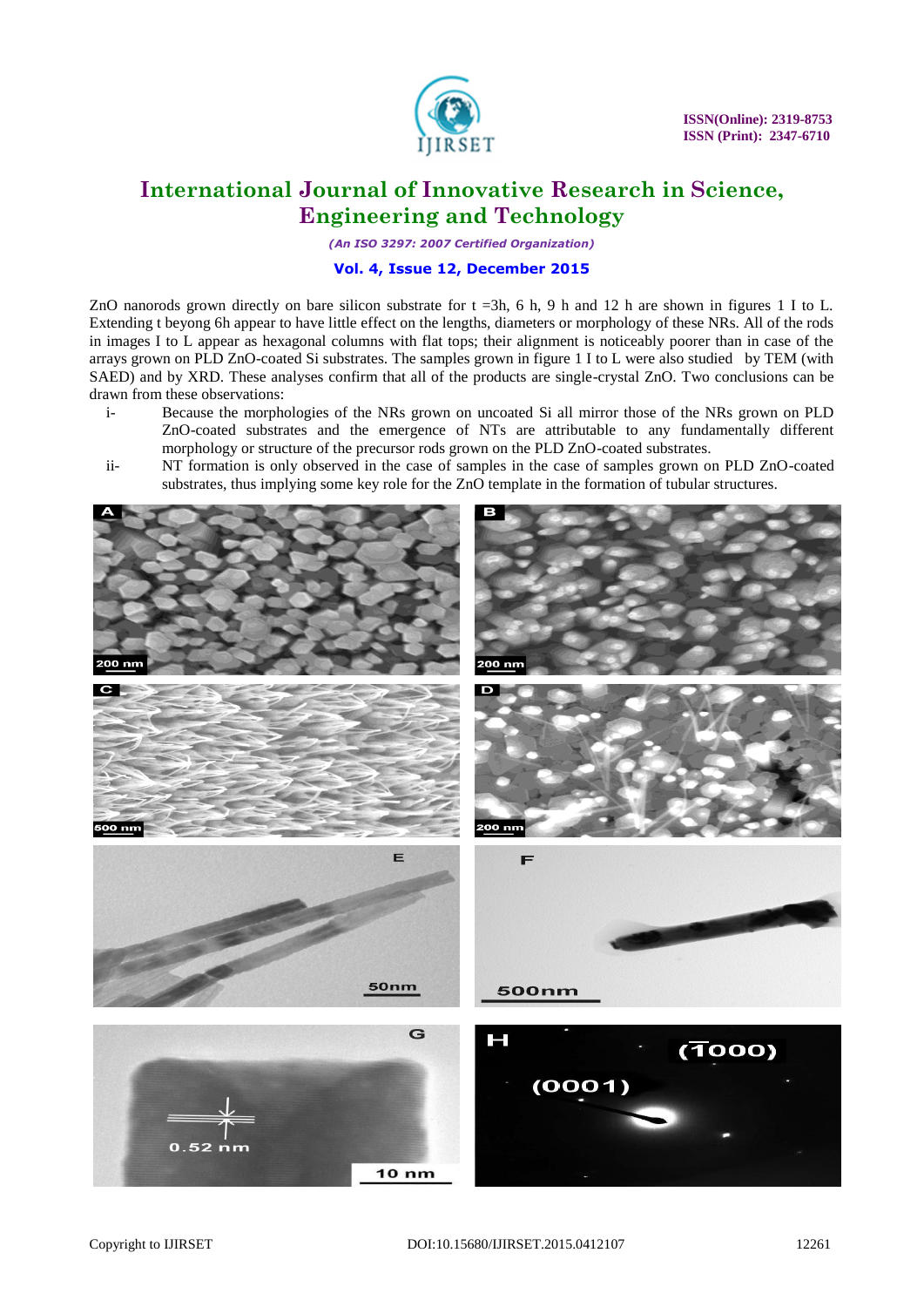ZnO nanorods grown directly on bare silicon substrate for t =3h, 6 h, 9 h and 12 h are shown in figures 1 I to L. Extending t beyong 6h appear to have little effect on the lengths, diameters or morphology of these NRs. All of the rods in images I to L appear as hexagonal columns with flat tops; their alignment is noticeably poorer than in case of the arrays grown on PLD ZnO-coated Si substrates. The samples grown in figure 1 I to L were also studied by TEM (with SAED) and by XRD. These analyses confirm that all of the products are single-crystal ZnO. Two conclusions can be drawn from these observations:

i- Because the morphologies of the NRs grown on uncoated Si all mirror those of the NRs grown on PLD ZnO-coated substrates and the emergence of NTs are attributable to any fundamentally different morphology or structure of the precursor rods grown on the PLD ZnO-coated substrates.

ii- NT formation is only observed in the case of samples in the case of samples grown on PLD ZnO-coated substrates, thus implying some key role for the ZnO template in the formation of tubular structures.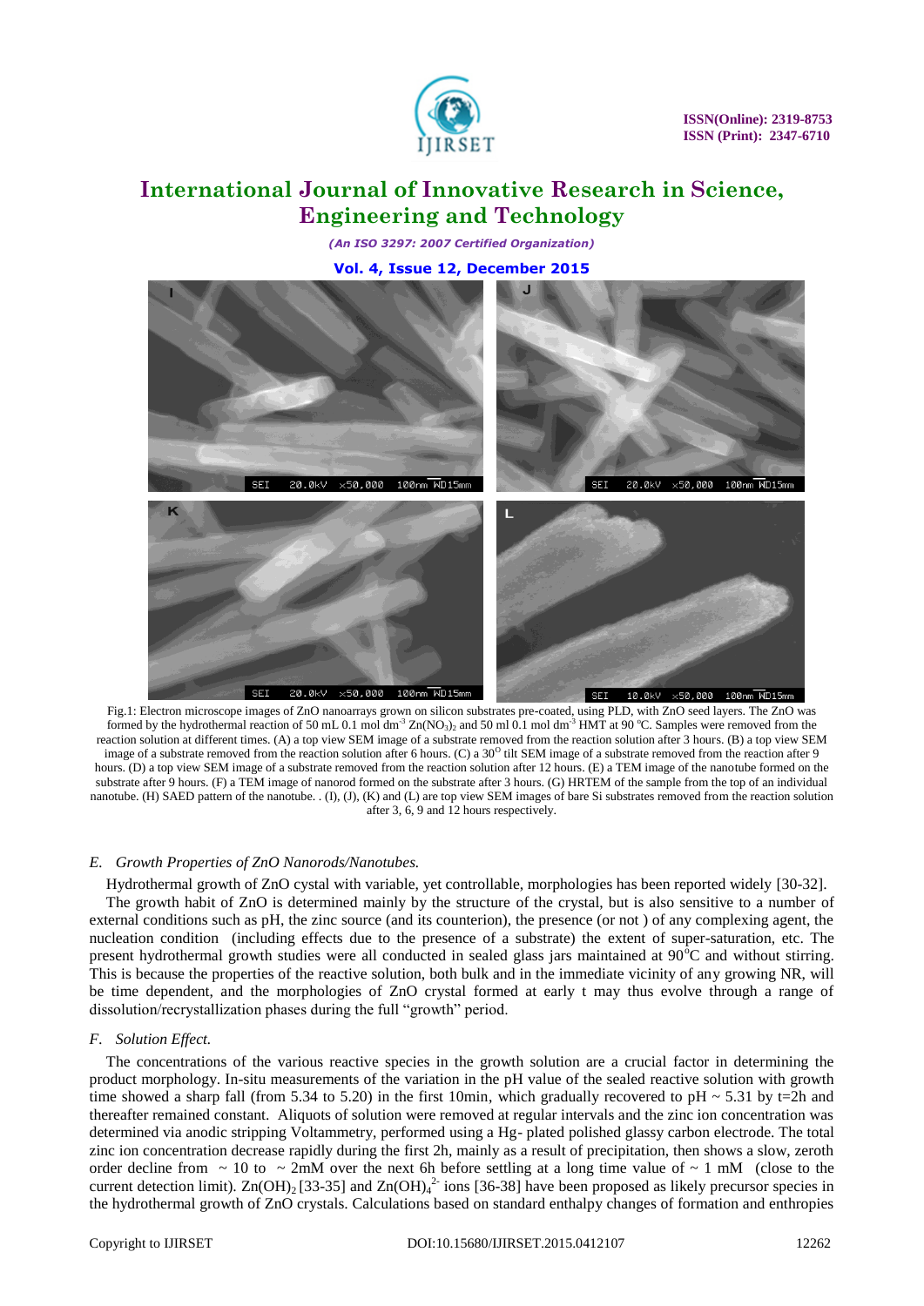Fig.1: Electron microscope images of ZnO nanoarrays grown on silicon substrates pre-coated, using PLD, with ZnO seed layers. The ZnO was formed by the hydrothermal reaction of 50 mL 0.1 mol $dm^{-3}$ $Zn(NO_3)_2$ and 50 ml 0.1 mol $dm^{-3}$ HMT at 90 °C. Samples were removed from the reaction solution at different times. (A) a top view SEM image of a substrate removed from the reaction solution after 3 hours. (B) a top view SEM image of a substrate removed from the reaction solution after 6 hours. (C) a $30^O$ tilt SEM image of a substrate removed from the reaction after 9 hours. (D) a top view SEM image of a substrate removed from the reaction solution after 12 hours. (E) a TEM image of the nanotube formed on the substrate after 9 hours. (F) a TEM image of nanorod formed on the substrate after 3 hours. (G) HRTEM of the sample from the top of an individual nanotube. (H) SAED pattern of the nanotube. . (I), (J), (K) and (L) are top view SEM images of bare Si substrates removed from the reaction solution after 3, 6, 9 and 12 hours respectively.

### *E. Growth Properties of ZnO Nanorods/Nanotubes.*

Hydrothermal growth of ZnO cystal with variable, yet controllable, morphologies has been reported widely [30-32]. The growth habit of ZnO is determined mainly by the structure of the crystal, but is also sensitive to a number of external conditions such as pH, the zinc source (and its counterion), the presence (or not ) of any complexing agent, the nucleation condition (including effects due to the presence of a substrate) the extent of super-saturation, etc. The present hydrothermal growth studies were all conducted in sealed glass jars maintained at 90°C and without stirring. This is because the properties of the reactive solution, both bulk and in the immediate vicinity of any growing NR, will be time dependent, and the morphologies of ZnO crystal formed at early t may thus evolve through a range of dissolution/recrystallization phases during the full "growth" period.

### *F. Solution Effect.*

The concentrations of the various reactive species in the growth solution are a crucial factor in determining the product morphology. In-situ measurements of the variation in the pH value of the sealed reactive solution with growth time showed a sharp fall (from 5.34 to 5.20) in the first 10min, which gradually recovered to pH ~ 5.31 by t=2h and thereafter remained constant. Aliquots of solution were removed at regular intervals and the zinc ion concentration was determined via anodic stripping Voltammetry, performed using a Hg- plated polished glassy carbon electrode. The total zinc ion concentration decrease rapidly during the first 2h, mainly as a result of precipitation, then shows a slow, zeroth order decline from ~ 10 to ~ 2mM over the next 6h before settling at a long time value of ~ 1 mM (close to the current detection limit). $Zn(OH)_2$ [33-35] and $Zn(OH)_4^{2-}$ ions [36-38] have been proposed as likely precursor species in the hydrothermal growth of ZnO crystals. Calculations based on standard enthalpy changes of formation and entropies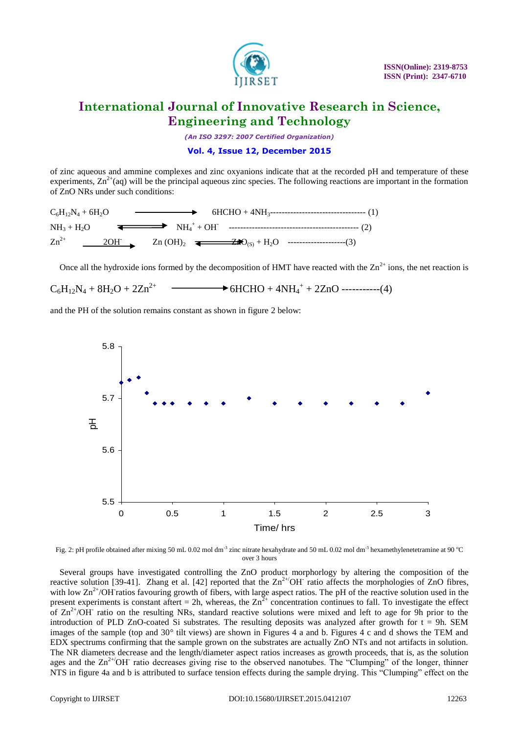of zinc aqueous and ammine complexes and zinc oxyanions indicate that at the recorded pH and temperature of these experiments, $Zn^{2+}$(aq) will be the principal aqueous zinc species. The following reactions are important in the formation of ZnO NRs under such conditions:

$$C_6H_{12}N_4 + 6H_2O \longrightarrow 6HCHO + 4NH_3 \quad (1)$$

$$NH_3 + H_2O \rightleftharpoons NH_4^+ + OH^- \quad (2)$$

$$Zn^{2+} \xrightarrow{2OH^-} Zn(OH)_2 \rightleftharpoons ZnO_{(S)} + H_2O \quad (3)$$

Once all the hydroxide ions formed by the decomposition of HMT have reacted with the $Zn^{2+}$ ions, the net reaction is

$$C_6H_{12}N_4 + 8H_2O + 2Zn^{2+} \longrightarrow 6HCHO + 4NH_4^+ + 2ZnO \quad (4)$$

and the PH of the solution remains constant as shown in figure 2 below:

Fig. 2: pH profile obtained after mixing 50 mL 0.02 mol dm$^{-3}$ zinc nitrate hexahydrate and 50 mL 0.02 mol dm$^{-3}$ hexamethylenetetramine at 90 °C over 3 hours

Several groups have investigated controlling the ZnO product morpherlogy by altering the composition of the reactive solution [39-41]. Zhang et al. [42] reported that the $Zn^{2+}/OH^-$ ratio affects the morphologies of ZnO fibres, with low $Zn^{2+}/OH^-$ ratios favouring growth of fibers, with large aspect ratios. The pH of the reactive solution used in the present experiments is constant aftert = 2h, whereas, the $Zn^{2+}$ concentration continues to fall. To investigate the effect of $Zn^{2+}/OH^-$ ratio on the resulting NRs, standard reactive solutions were mixed and left to age for 9h prior to the introduction of PLD ZnO-coated Si substrates. The resulting deposits was analyzed after growth for t = 9h. SEM images of the sample (top and 30° tilt views) are shown in Figures 4 a and b. Figures 4 c and d shows the TEM and EDX spectrums confirming that the sample grown on the substrates are actually ZnO NTs and not artifacts in solution. The NR diameters decrease and the length/diameter aspect ratios increases as growth proceeds, that is, as the solution ages and the $Zn^{2+}/OH^-$ ratio decreases giving rise to the observed nanotubes. The "Clumping" of the longer, thinner NTS in figure 4a and b is attributed to surface tension effects during the sample drying. This "Clumping" effect on the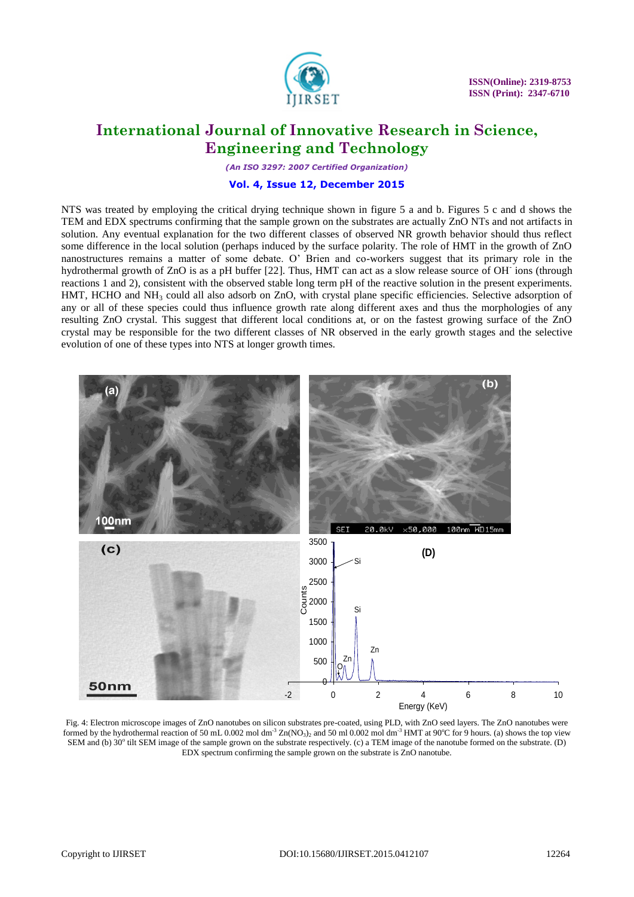NTS was treated by employing the critical drying technique shown in figure 5 a and b. Figures 5 c and d shows the TEM and EDX spectrums confirming that the sample grown on the substrates are actually ZnO NTs and not artifacts in solution. Any eventual explanation for the two different classes of observed NR growth behavior should thus reflect some difference in the local solution (perhaps induced by the surface polarity. The role of HMT in the growth of ZnO nanostructures remains a matter of some debate. O' Brien and co-workers suggest that its primary role in the hydrothermal growth of ZnO is as a pH buffer [22]. Thus, HMT can act as a slow release source of $OH^-$ ions (through reactions 1 and 2), consistent with the observed stable long term pH of the reactive solution in the present experiments. HMT, HCHO and $NH_3$ could all also adsorb on ZnO, with crystal plane specific efficiencies. Selective adsorption of any or all of these species could thus influence growth rate along different axes and thus the morphologies of any resulting ZnO crystal. This suggest that different local conditions at, or on the fastest growing surface of the ZnO crystal may be responsible for the two different classes of NR observed in the early growth stages and the selective evolution of one of these types into NTS at longer growth times.

Fig. 4: Electron microscope images of ZnO nanotubes on silicon substrates pre-coated, using PLD, with ZnO seed layers. The ZnO nanotubes were formed by the hydrothermal reaction of 50 mL 0.002 mol $dm^{-3}$ $Zn(NO_3)_2$ and 50 ml 0.002 mol $dm^{-3}$ HMT at 90°C for 9 hours. (a) shows the top view SEM and (b) 30° tilt SEM image of the sample grown on the substrate respectively. (c) a TEM image of the nanotube formed on the substrate. (D) EDX spectrum confirming the sample grown on the substrate is ZnO nanotube.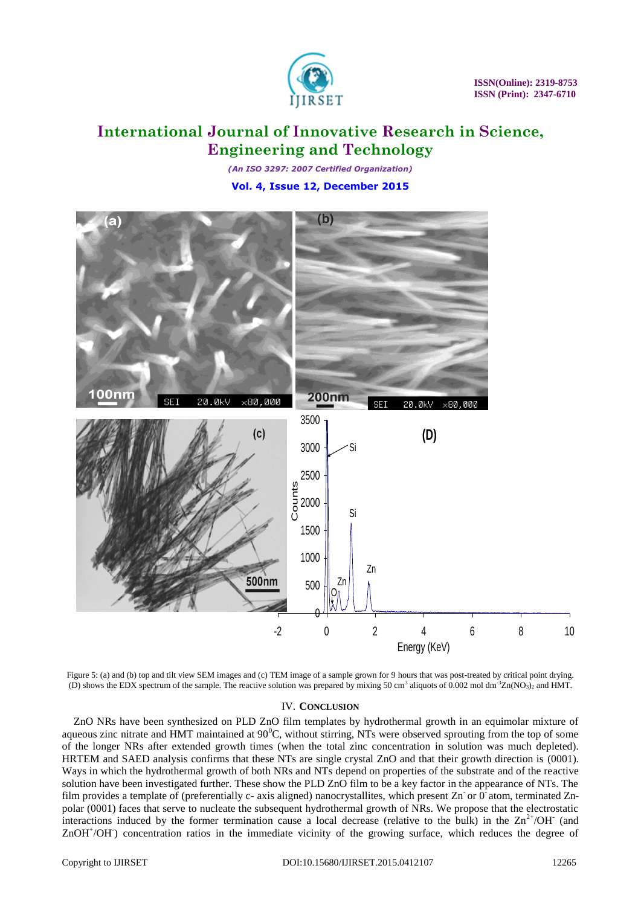Figure 5: (a) and (b) top and tilt view SEM images and (c) TEM image of a sample grown for 9 hours that was post-treated by critical point drying. (D) shows the EDX spectrum of the sample. The reactive solution was prepared by mixing 50 $cm^3$ aliquots of 0.002 mol $dm^{-3}$ $Zn(NO_3)_2$ and HMT.

## IV. CONCLUSION

ZnO NRs have been synthesized on PLD ZnO film templates by hydrothermal growth in an equimolar mixture of aqueous zinc nitrate and HMT maintained at $90^0$C, without stirring, NTs were observed sprouting from the top of some of the longer NRs after extended growth times (when the total zinc concentration in solution was much depleted). HRTEM and SAED analysis confirms that these NTs are single crystal ZnO and that their growth direction is (0001). Ways in which the hydrothermal growth of both NRs and NTs depend on properties of the substrate and of the reactive solution have been investigated further. These show the PLD ZnO film to be a key factor in the appearance of NTs. The film provides a template of (preferentially c- axis aligned) nanocrystallites, which present $Zn^-$ or $0^-$ atom, terminated Zn-polar (0001) faces that serve to nucleate the subsequent hydrothermal growth of NRs. We propose that the electrostatic interactions induced by the former termination cause a local decrease (relative to the bulk) in the $Zn^{2+}/OH^-$ (and $ZnOH^+/OH^-$) concentration ratios in the immediate vicinity of the growing surface, which reduces the degree of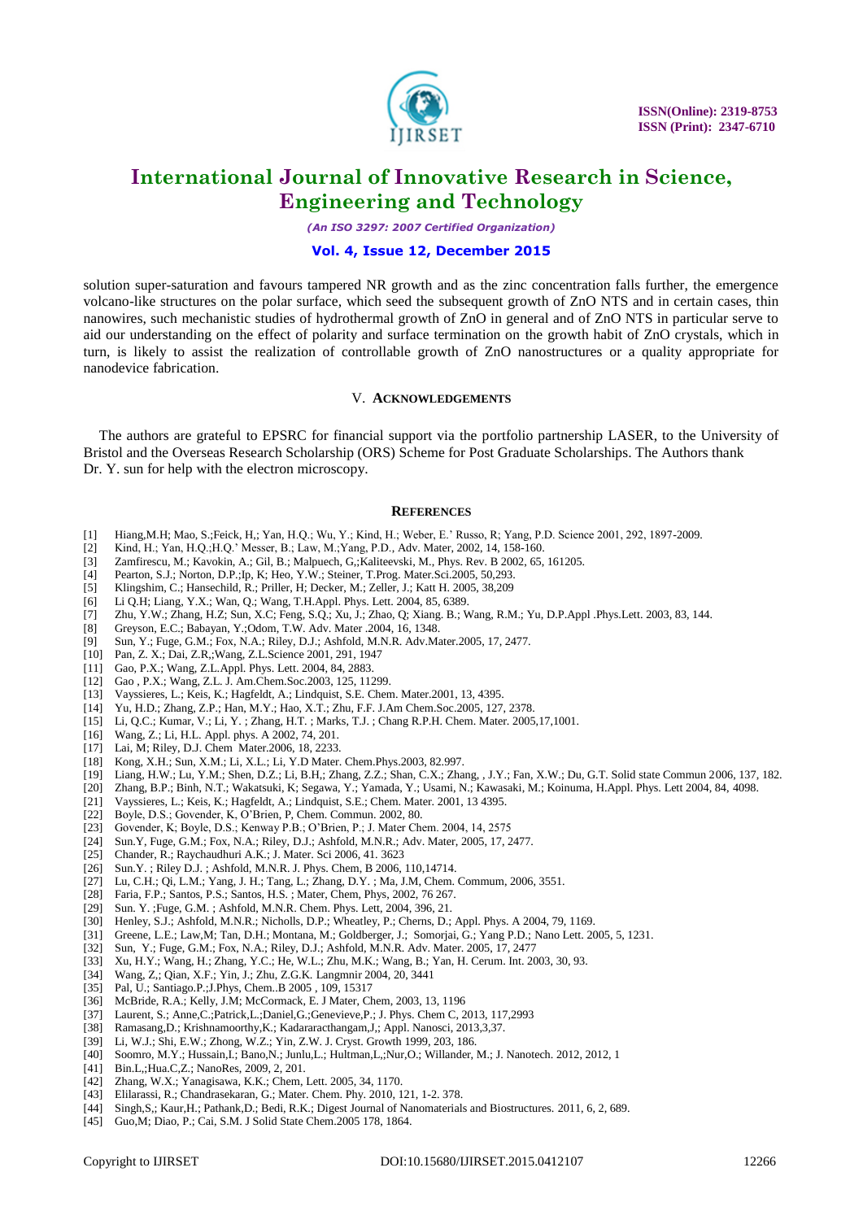solution super-saturation and favours tampered NR growth and as the zinc concentration falls further, the emergence volcano-like structures on the polar surface, which seed the subsequent growth of ZnO NTS and in certain cases, thin nanowires, such mechanistic studies of hydrothermal growth of ZnO in general and of ZnO NTS in particular serve to aid our understanding on the effect of polarity and surface termination on the growth habit of ZnO crystals, which in turn, is likely to assist the realization of controllable growth of ZnO nanostructures or a quality appropriate for nanodevice fabrication.

## V. ACKNOWLEDGEMENTS

The authors are grateful to EPSRC for financial support via the portfolio partnership LASER, to the University of Bristol and the Overseas Research Scholarship (ORS) Scheme for Post Graduate Scholarships. The Authors thank Dr. Y. sun for help with the electron microscopy.

## REFERENCES

[1] Hiang,M.H; Mao, S.;Feick, H,; Yan, H.Q.; Wu, Y.; Kind, H.; Weber, E.' Russo, R; Yang, P.D. Science 2001, 292, 1897-2009.
[2] Kind, H.; Yan, H.Q.;H.Q.' Messer, B.; Law, M.;Yang, P.D., Adv. Mater, 2002, 14, 158-160.
[3] Zamfirescu, M.; Kavokin, A.; Gil, B.; Malpuech, G,;Kaliteevski, M., Phys. Rev. B 2002, 65, 161205.
[4] Pearton, S.J.; Norton, D.P.;Ip, K; Heo, Y.W.; Steiner, T.Prog. Mater.Sci.2005, 50,293.
[5] Klingshim, C.; Hansechild, R.; Priller, H; Decker, M.; Zeller, J.; Katt H. 2005, 38,209
[6] Li Q.H; Liang, Y.X.; Wan, Q.; Wang, T.H.Appl. Phys. Lett. 2004, 85, 6389.
[7] Zhu, Y.W.; Zhang, H.Z; Sun, X.C; Feng, S.Q.; Xu, J.; Zhao, Q; Xiang. B.; Wang, R.M.; Yu, D.P.Appl .Phys.Lett. 2003, 83, 144.
[8] Greyson, E.C.; Babayan, Y.;Odom, T.W. Adv. Mater .2004, 16, 1348.
[9] Sun, Y.; Fuge, G.M.; Fox, N.A.; Riley, D.J.; Ashfold, M.N.R. Adv.Mater.2005, 17, 2477.
[10] Pan, Z. X.; Dai, Z.R,;Wang, Z.L.Science 2001, 291, 1947
[11] Gao, P.X.; Wang, Z.L.Appl. Phys. Lett. 2004, 84, 2883.
[12] Gao , P.X.; Wang, Z.L. J. Am.Chem.Soc.2003, 125, 11299.
[13] Vayssieres, L.; Keis, K.; Hagfeldt, A.; Lindquist, S.E. Chem. Mater.2001, 13, 4395.
[14] Yu, H.D.; Zhang, Z.P.; Han, M.Y.; Hao, X.T.; Zhu, F.F. J.Am Chem.Soc.2005, 127, 2378.
[15] Li, Q.C.; Kumar, V.; Li, Y. ; Zhang, H.T. ; Marks, T.J. ; Chang R.P.H. Chem. Mater. 2005,17,1001.
[16] Wang, Z.; Li, H.L. Appl. phys. A 2002, 74, 201.
[17] Lai, M; Riley, D.J. Chem Mater.2006, 18, 2233.
[18] Kong, X.H.; Sun, X.M.; Li, X.L.; Li, Y.D Mater. Chem.Phys.2003, 82.997.
[19] Liang, H.W.; Lu, Y.M.; Shen, D.Z.; Li, B.H,; Zhang, Z.Z.; Shan, C.X.; Zhang, , J.Y.; Fan, X.W.; Du, G.T. Solid state Commun 2006, 137, 182.
[20] Zhang, B.P.; Binh, N.T.; Wakatsuki, K; Segawa, Y.; Yamada, Y.; Usami, N.; Kawasaki, M.; Koinuma, H.Appl. Phys. Lett 2004, 84, 4098.
[21] Vayssieres, L.; Keis, K.; Hagfeldt, A.; Lindquist, S.E.; Chem. Mater. 2001, 13 4395.
[22] Boyle, D.S.; Govender, K, O'Brien, P, Chem. Commun. 2002, 80.
[23] Govender, K; Boyle, D.S.; Kenway P.B.; O'Brien, P.; J. Mater Chem. 2004, 14, 2575
[24] Sun.Y, Fuge, G.M.; Fox, N.A.; Riley, D.J.; Ashfold, M.N.R.; Adv. Mater, 2005, 17, 2477.
[25] Chander, R.; Raychaudhuri A.K.; J. Mater. Sci 2006, 41. 3623
[26] Sun.Y. ; Riley D.J. ; Ashfold, M.N.R. J. Phys. Chem, B 2006, 110,14714.
[27] Lu, C.H.; Qi, L.M.; Yang, J. H.; Tang, L.; Zhang, D.Y. ; Ma, J.M, Chem. Commum, 2006, 3551.
[28] Faria, F.P.; Santos, P.S.; Santos, H.S. ; Mater, Chem, Phys, 2002, 76 267.
[29] Sun. Y. ;Fuge, G.M. ; Ashfold, M.N.R. Chem. Phys. Lett, 2004, 396, 21.
[30] Henley, S.J.; Ashfold, M.N.R.; Nicholls, D.P.; Wheatley, P.; Cherns, D.; Appl. Phys. A 2004, 79, 1169.
[31] Greene, L.E.; Law,M; Tan, D.H.; Montana, M.; Goldberger, J.; Somorjai, G.; Yang P.D.; Nano Lett. 2005, 5, 1231.
[32] Sun, Y.; Fuge, G.M.; Fox, N.A.; Riley, D.J.; Ashfold, M.N.R. Adv. Mater. 2005, 17, 2477
[33] Xu, H.Y.; Wang, H.; Zhang, Y.C.; He, W.L.; Zhu, M.K.; Wang, B.; Yan, H. Cerum. Int. 2003, 30, 93.
[34] Wang, Z,; Qian, X.F.; Yin, J.; Zhu, Z.G.K. Langmnir 2004, 20, 3441
[35] Pal, U.; Santiago.P.;J.Phys, Chem..B 2005 , 109, 15317
[36] McBride, R.A.; Kelly, J.M; McCormack, E. J Mater, Chem, 2003, 13, 1196
[37] Laurent, S.; Anne,C.;Patrick,L.;Daniel,G.;Genevieve,P.; J. Phys. Chem C, 2013, 117,2993
[38] Ramasang,D.; Krishnamoorthy,K.; Kadararacthangam,J,; Appl. Nanosci, 2013,3,37.
[39] Li, W.J.; Shi, E.W.; Zhong, W.Z.; Yin, Z.W. J. Cryst. Growth 1999, 203, 186.
[40] Soomro, M.Y.; Hussain,I.; Bano,N.; Junlu,L.; Hultman,L,;Nur,O.; Willander, M.; J. Nanotech. 2012, 2012, 1
[41] Bin.L,;Hua.C,Z.; NanoRes, 2009, 2, 201.
[42] Zhang, W.X.; Yanagisawa, K.K.; Chem, Lett. 2005, 34, 1170.
[43] Elilarassi, R.; Chandrasekaran, G.; Mater. Chem. Phy. 2010, 121, 1-2. 378.
[44] Singh,S,; Kaur,H.; Pathank,D.; Bedi, R.K.; Digest Journal of Nanomaterials and Biostructures. 2011, 6, 2, 689.
[45] Guo,M; Diao, P.; Cai, S.M. J Solid State Chem.2005 178, 1864.